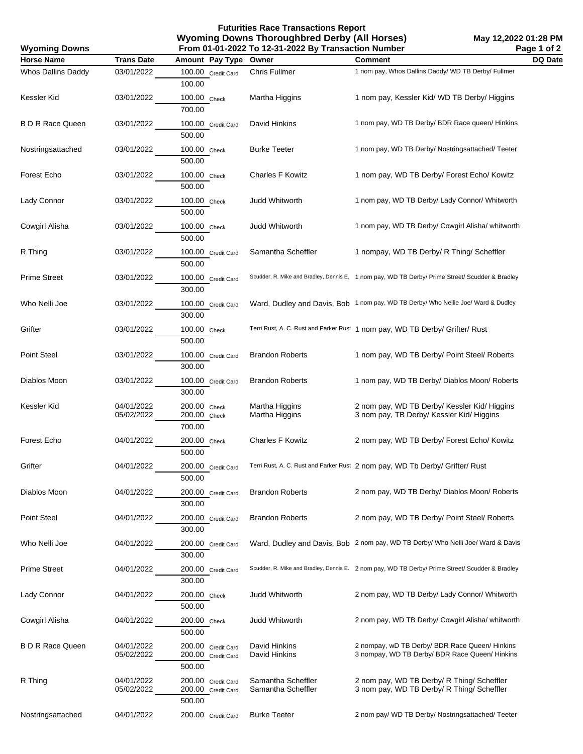# Futurities Race Transactions Report

## Wyoming Downs Thoroughbred Derby (All Horses)

**Wyoming Downs** — From 01-01-2022 To 12-31-2022 By Transaction Number — May 12,2022 01:28 PM

| Horse Name | Trans Date | Amount | Pay Type | Owner | Comment | DQ Date |
|---|---|---|---|---|---|---|
| Whos Dallins Daddy | 03/01/2022 | 100.00 | Credit Card | Chris Fullmer | 1 nom pay, Whos Dallins Daddy/ WD TB Derby/ Fullmer | |
| | | 100.00 | | | | |
| Kessler Kid | 03/01/2022 | 100.00 | Check | Martha Higgins | 1 nom pay, Kessler Kid/ WD TB Derby/ Higgins | |
| | | 700.00 | | | | |
| B D R Race Queen | 03/01/2022 | 100.00 | Credit Card | David Hinkins | 1 nom pay, WD TB Derby/ BDR Race queen/ Hinkins | |
| | | 500.00 | | | | |
| Nostringsattached | 03/01/2022 | 100.00 | Check | Burke Teeter | 1 nom pay, WD TB Derby/ Nostringsattached/ Teeter | |
| | | 500.00 | | | | |
| Forest Echo | 03/01/2022 | 100.00 | Check | Charles F Kowitz | 1 nom pay, WD TB Derby/ Forest Echo/ Kowitz | |
| | | 500.00 | | | | |
| Lady Connor | 03/01/2022 | 100.00 | Check | Judd Whitworth | 1 nom pay, WD TB Derby/ Lady Connor/ Whitworth | |
| | | 500.00 | | | | |
| Cowgirl Alisha | 03/01/2022 | 100.00 | Check | Judd Whitworth | 1 nom pay, WD TB Derby/ Cowgirl Alisha/ whitworth | |
| | | 500.00 | | | | |
| R Thing | 03/01/2022 | 100.00 | Credit Card | Samantha Scheffler | 1 nompay, WD TB Derby/ R Thing/ Scheffler | |
| | | 500.00 | | | | |
| Prime Street | 03/01/2022 | 100.00 | Credit Card | Scudder, R. Mike and Bradley, Dennis E. | 1 nom pay, WD TB Derby/ Prime Street/ Scudder & Bradley | |
| | | 300.00 | | | | |
| Who Nelli Joe | 03/01/2022 | 100.00 | Credit Card | Ward, Dudley and Davis, Bob | 1 nom pay, WD TB Derby/ Who Nellie Joe/ Ward & Dudley | |
| | | 300.00 | | | | |
| Grifter | 03/01/2022 | 100.00 | Check | Terri Rust, A. C. Rust and Parker Rust | 1 nom pay, WD TB Derby/ Grifter/ Rust | |
| | | 500.00 | | | | |
| Point Steel | 03/01/2022 | 100.00 | Credit Card | Brandon Roberts | 1 nom pay, WD TB Derby/ Point Steel/ Roberts | |
| | | 300.00 | | | | |
| Diablos Moon | 03/01/2022 | 100.00 | Credit Card | Brandon Roberts | 1 nom pay, WD TB Derby/ Diablos Moon/ Roberts | |
| | | 300.00 | | | | |
| Kessler Kid | 04/01/2022 | 200.00 | Check | Martha Higgins | 2 nom pay, WD TB Derby/ Kessler Kid/ Higgins | |
| | 05/02/2022 | 200.00 | Check | Martha Higgins | 3 nom pay, TB Derby/ Kessler Kid/ Higgins | |
| | | 700.00 | | | | |
| Forest Echo | 04/01/2022 | 200.00 | Check | Charles F Kowitz | 2 nom pay, WD TB Derby/ Forest Echo/ Kowitz | |
| | | 500.00 | | | | |
| Grifter | 04/01/2022 | 200.00 | Credit Card | Terri Rust, A. C. Rust and Parker Rust | 2 nom pay, WD Tb Derby/ Grifter/ Rust | |
| | | 500.00 | | | | |
| Diablos Moon | 04/01/2022 | 200.00 | Credit Card | Brandon Roberts | 2 nom pay, WD TB Derby/ Diablos Moon/ Roberts | |
| | | 300.00 | | | | |
| Point Steel | 04/01/2022 | 200.00 | Credit Card | Brandon Roberts | 2 nom pay, WD TB Derby/ Point Steel/ Roberts | |
| | | 300.00 | | | | |
| Who Nelli Joe | 04/01/2022 | 200.00 | Credit Card | Ward, Dudley and Davis, Bob | 2 nom pay, WD TB Derby/ Who Nelli Joe/ Ward & Davis | |
| | | 300.00 | | | | |
| Prime Street | 04/01/2022 | 200.00 | Credit Card | Scudder, R. Mike and Bradley, Dennis E. | 2 nom pay, WD TB Derby/ Prime Street/ Scudder & Bradley | |
| | | 300.00 | | | | |
| Lady Connor | 04/01/2022 | 200.00 | Check | Judd Whitworth | 2 nom pay, WD TB Derby/ Lady Connor/ Whitworth | |
| | | 500.00 | | | | |
| Cowgirl Alisha | 04/01/2022 | 200.00 | Check | Judd Whitworth | 2 nom pay, WD TB Derby/ Cowgirl Alisha/ whitworth | |
| | | 500.00 | | | | |
| B D R Race Queen | 04/01/2022 | 200.00 | Credit Card | David Hinkins | 2 nompay, wD TB Derby/ BDR Race Queen/ Hinkins | |
| | 05/02/2022 | 200.00 | Credit Card | David Hinkins | 3 nompay, WD TB Derby/ BDR Race Queen/ Hinkins | |
| | | 500.00 | | | | |
| R Thing | 04/01/2022 | 200.00 | Credit Card | Samantha Scheffler | 2 nom pay, WD TB Derby/ R Thing/ Scheffler | |
| | 05/02/2022 | 200.00 | Credit Card | Samantha Scheffler | 3 nom pay, WD TB Derby/ R Thing/ Scheffler | |
| | | 500.00 | | | | |
| Nostringsattached | 04/01/2022 | 200.00 | Credit Card | Burke Teeter | 2 nom pay/ WD TB Derby/ Nostringsattached/ Teeter | |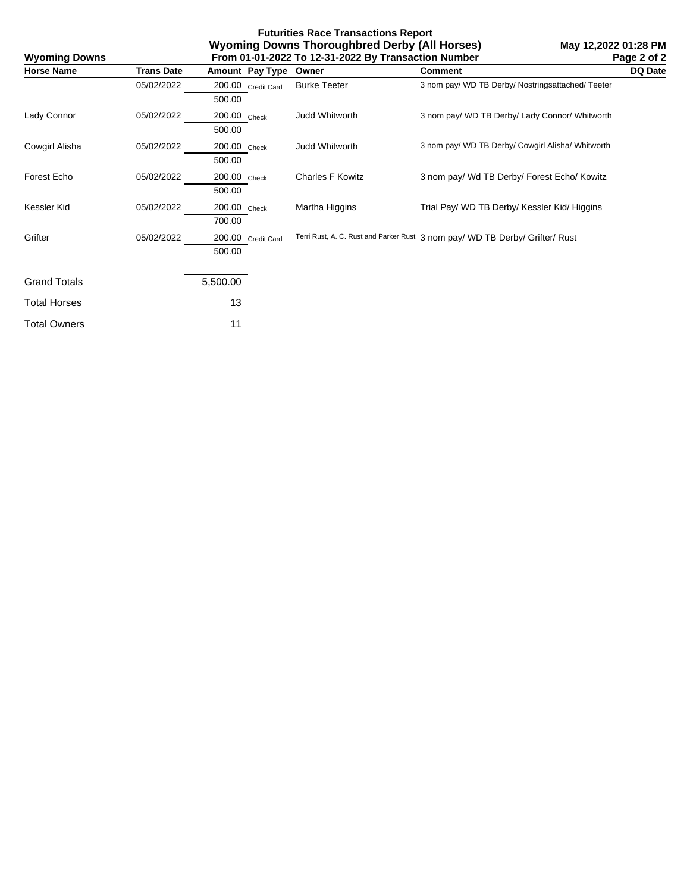# Futurities Race Transactions Report

## Wyoming Downs Thoroughbred Derby (All Horses)

**Wyoming Downs** — **From 01-01-2022 To 12-31-2022 By Transaction Number** — **May 12,2022 01:28 PM**

| Horse Name | Trans Date | Amount | Pay Type | Owner | Comment | DQ Date |
|---|---|---|---|---|---|---|
| | 05/02/2022 | 200.00 | Credit Card | Burke Teeter | 3 nom pay/ WD TB Derby/ Nostringsattached/ Teeter | |
| | | 500.00 | | | | |
| Lady Connor | 05/02/2022 | 200.00 | Check | Judd Whitworth | 3 nom pay/ WD TB Derby/ Lady Connor/ Whitworth | |
| | | 500.00 | | | | |
| Cowgirl Alisha | 05/02/2022 | 200.00 | Check | Judd Whitworth | 3 nom pay/ WD TB Derby/ Cowgirl Alisha/ Whitworth | |
| | | 500.00 | | | | |
| Forest Echo | 05/02/2022 | 200.00 | Check | Charles F Kowitz | 3 nom pay/ Wd TB Derby/ Forest Echo/ Kowitz | |
| | | 500.00 | | | | |
| Kessler Kid | 05/02/2022 | 200.00 | Check | Martha Higgins | Trial Pay/ WD TB Derby/ Kessler Kid/ Higgins | |
| | | 700.00 | | | | |
| Grifter | 05/02/2022 | 200.00 | Credit Card | Terri Rust, A. C. Rust and Parker Rust | 3 nom pay/ WD TB Derby/ Grifter/ Rust | |
| | | 500.00 | | | | |
| Grand Totals | | 5,500.00 | | | | |
| Total Horses | | 13 | | | | |
| Total Owners | | 11 | | | | |